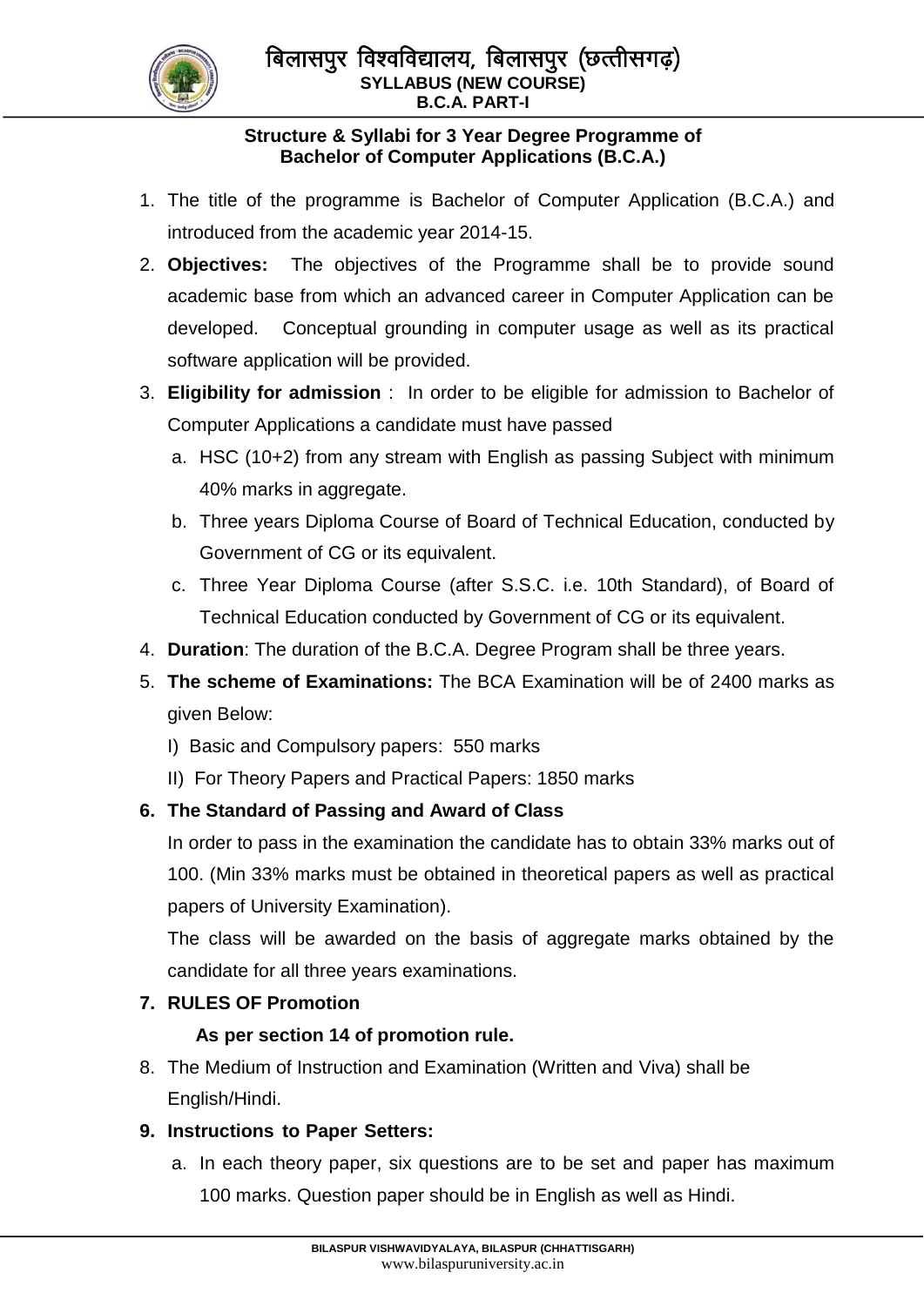# बिलासपुर विश्वविद्यालय, बिलासपुर (छत्तीसगढ़)

**SYLLABUS (NEW COURSE)**
**B.C.A. PART-I**

**Structure & Syllabi for 3 Year Degree Programme of Bachelor of Computer Applications (B.C.A.)**

1. The title of the programme is Bachelor of Computer Application (B.C.A.) and introduced from the academic year 2014-15.
2. **Objectives:** The objectives of the Programme shall be to provide sound academic base from which an advanced career in Computer Application can be developed. Conceptual grounding in computer usage as well as its practical software application will be provided.
3. **Eligibility for admission** : In order to be eligible for admission to Bachelor of Computer Applications a candidate must have passed
   a. HSC (10+2) from any stream with English as passing Subject with minimum 40% marks in aggregate.
   b. Three years Diploma Course of Board of Technical Education, conducted by Government of CG or its equivalent.
   c. Three Year Diploma Course (after S.S.C. i.e. 10th Standard), of Board of Technical Education conducted by Government of CG or its equivalent.
4. **Duration**: The duration of the B.C.A. Degree Program shall be three years.
5. **The scheme of Examinations:** The BCA Examination will be of 2400 marks as given Below:
   I) Basic and Compulsory papers: 550 marks
   II) For Theory Papers and Practical Papers: 1850 marks
6. **The Standard of Passing and Award of Class**

   In order to pass in the examination the candidate has to obtain 33% marks out of 100. (Min 33% marks must be obtained in theoretical papers as well as practical papers of University Examination).

   The class will be awarded on the basis of aggregate marks obtained by the candidate for all three years examinations.
7. **RULES OF Promotion**

   **As per section 14 of promotion rule.**
8. The Medium of Instruction and Examination (Written and Viva) shall be English/Hindi.
9. **Instructions to Paper Setters:**
   a. In each theory paper, six questions are to be set and paper has maximum 100 marks. Question paper should be in English as well as Hindi.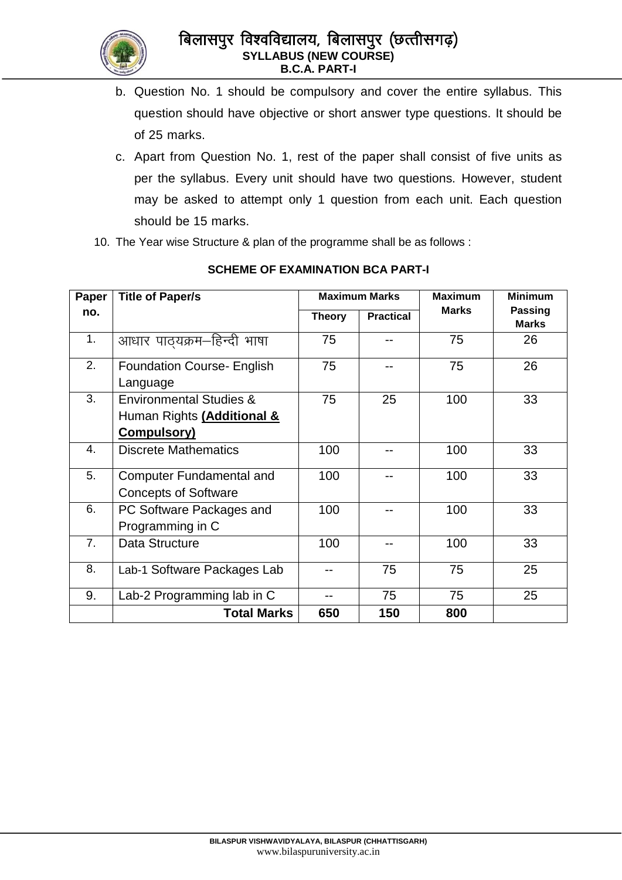b. Question No. 1 should be compulsory and cover the entire syllabus. This question should have objective or short answer type questions. It should be of 25 marks.

c. Apart from Question No. 1, rest of the paper shall consist of five units as per the syllabus. Every unit should have two questions. However, student may be asked to attempt only 1 question from each unit. Each question should be 15 marks.

10. The Year wise Structure & plan of the programme shall be as follows :

**SCHEME OF EXAMINATION BCA PART-I**

| Paper no. | Title of Paper/s | Maximum Marks | | Maximum Marks | Minimum Passing Marks |
|---|---|---|---|---|---|
| | | Theory | Practical | | |
| 1. | आधार पाठ्यक्रम–हिन्दी भाषा | 75 | -- | 75 | 26 |
| 2. | Foundation Course- English Language | 75 | -- | 75 | 26 |
| 3. | Environmental Studies & Human Rights **(Additional & Compulsory)** | 75 | 25 | 100 | 33 |
| 4. | Discrete Mathematics | 100 | -- | 100 | 33 |
| 5. | Computer Fundamental and Concepts of Software | 100 | -- | 100 | 33 |
| 6. | PC Software Packages and Programming in C | 100 | -- | 100 | 33 |
| 7. | Data Structure | 100 | -- | 100 | 33 |
| 8. | Lab-1 Software Packages Lab | -- | 75 | 75 | 25 |
| 9. | Lab-2 Programming lab in C | -- | 75 | 75 | 25 |
| | **Total Marks** | **650** | **150** | **800** | |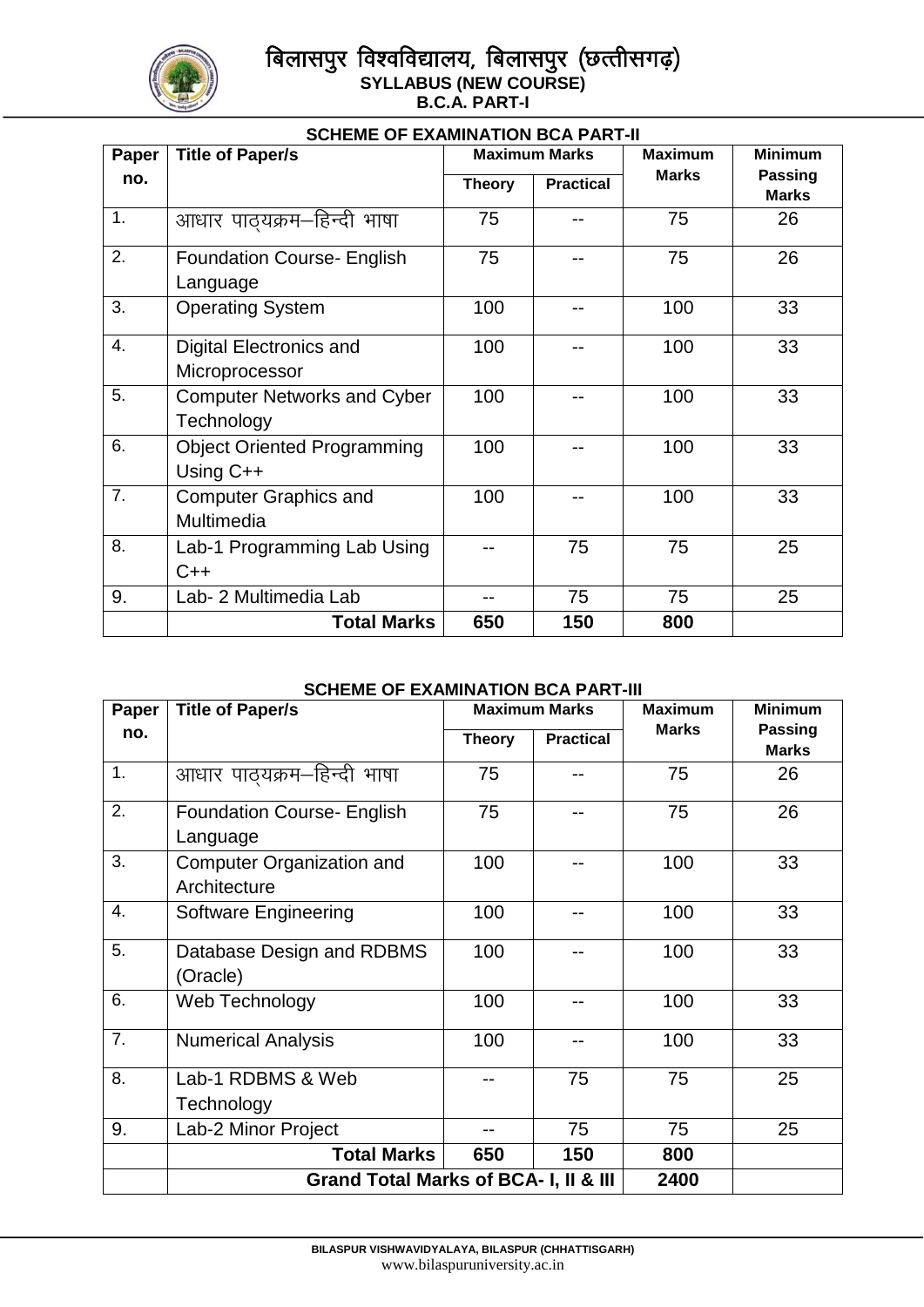## SCHEME OF EXAMINATION BCA PART-II

| Paper no. | Title of Paper/s | Maximum Marks | | Maximum Marks | Minimum Passing Marks |
|---|---|---|---|---|---|
| | | Theory | Practical | | |
| 1. | आधार पाठ्यक्रम–हिन्दी भाषा | 75 | -- | 75 | 26 |
| 2. | Foundation Course- English Language | 75 | -- | 75 | 26 |
| 3. | Operating System | 100 | -- | 100 | 33 |
| 4. | Digital Electronics and Microprocessor | 100 | -- | 100 | 33 |
| 5. | Computer Networks and Cyber Technology | 100 | -- | 100 | 33 |
| 6. | Object Oriented Programming Using C++ | 100 | -- | 100 | 33 |
| 7. | Computer Graphics and Multimedia | 100 | -- | 100 | 33 |
| 8. | Lab-1 Programming Lab Using C++ | -- | 75 | 75 | 25 |
| 9. | Lab- 2 Multimedia Lab | -- | 75 | 75 | 25 |
| | **Total Marks** | **650** | **150** | **800** | |

## SCHEME OF EXAMINATION BCA PART-III

| Paper no. | Title of Paper/s | Maximum Marks | | Maximum Marks | Minimum Passing Marks |
|---|---|---|---|---|---|
| | | Theory | Practical | | |
| 1. | आधार पाठ्यक्रम–हिन्दी भाषा | 75 | -- | 75 | 26 |
| 2. | Foundation Course- English Language | 75 | -- | 75 | 26 |
| 3. | Computer Organization and Architecture | 100 | -- | 100 | 33 |
| 4. | Software Engineering | 100 | -- | 100 | 33 |
| 5. | Database Design and RDBMS (Oracle) | 100 | -- | 100 | 33 |
| 6. | Web Technology | 100 | -- | 100 | 33 |
| 7. | Numerical Analysis | 100 | -- | 100 | 33 |
| 8. | Lab-1 RDBMS & Web Technology | -- | 75 | 75 | 25 |
| 9. | Lab-2 Minor Project | -- | 75 | 75 | 25 |
| | **Total Marks** | **650** | **150** | **800** | |
| | **Grand Total Marks of BCA- I, II & III** | | | **2400** | |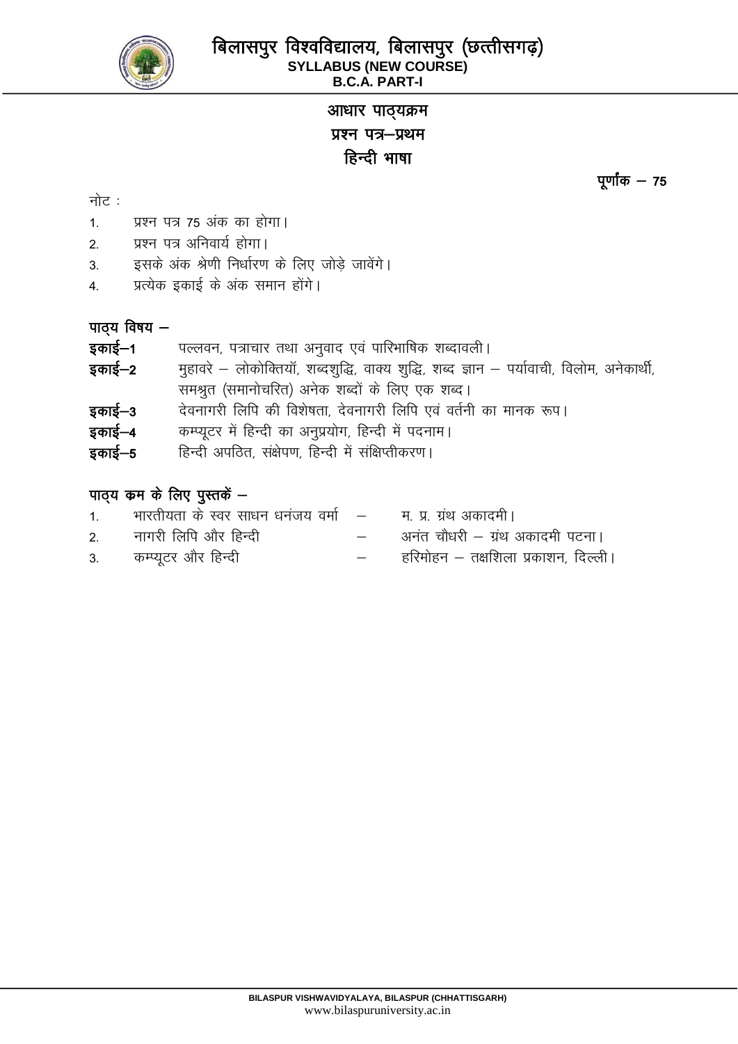# बिलासपुर विश्वविद्यालय, बिलासपुर (छत्तीसगढ़)

**SYLLABUS (NEW COURSE)**
**B.C.A. PART-I**

## आधार पाठ्यक्रम
## प्रश्न पत्र–प्रथम
## हिन्दी भाषा

**पूर्णांक – 75**

नोट :

1. प्रश्न पत्र 75 अंक का होगा।
2. प्रश्न पत्र अनिवार्य होगा।
3. इसके अंक श्रेणी निर्धारण के लिए जोड़े जावेंगे।
4. प्रत्येक इकाई के अंक समान होंगे।

**पाठ्य विषय –**

**इकाई–1** पल्लवन, पत्राचार तथा अनुवाद एवं पारिभाषिक शब्दावली।

**इकाई–2** मुहावरे – लोकोक्तियॉं, शब्दशुद्धि, वाक्य शुद्धि, शब्द ज्ञान – पर्यावाची, विलोम, अनेकार्थी, समश्रुत (समानोचरित) अनेक शब्दों के लिए एक शब्द।

**इकाई–3** देवनागरी लिपि की विशेषता, देवनागरी लिपि एवं वर्तनी का मानक रूप।

**इकाई–4** कम्प्यूटर में हिन्दी का अनुप्रयोग, हिन्दी में पदनाम।

**इकाई–5** हिन्दी अपठित, संक्षेपण, हिन्दी में संक्षिप्तीकरण।

**पाठ्य कम के लिए पुस्तकें –**

1. भारतीयता के स्वर साधन धनंजय वर्मा – म. प्र. ग्रंथ अकादमी।
2. नागरी लिपि और हिन्दी – अनंत चौधरी – ग्रंथ अकादमी पटना।
3. कम्प्यूटर और हिन्दी – हरिमोहन – तक्षशिला प्रकाशन, दिल्ली।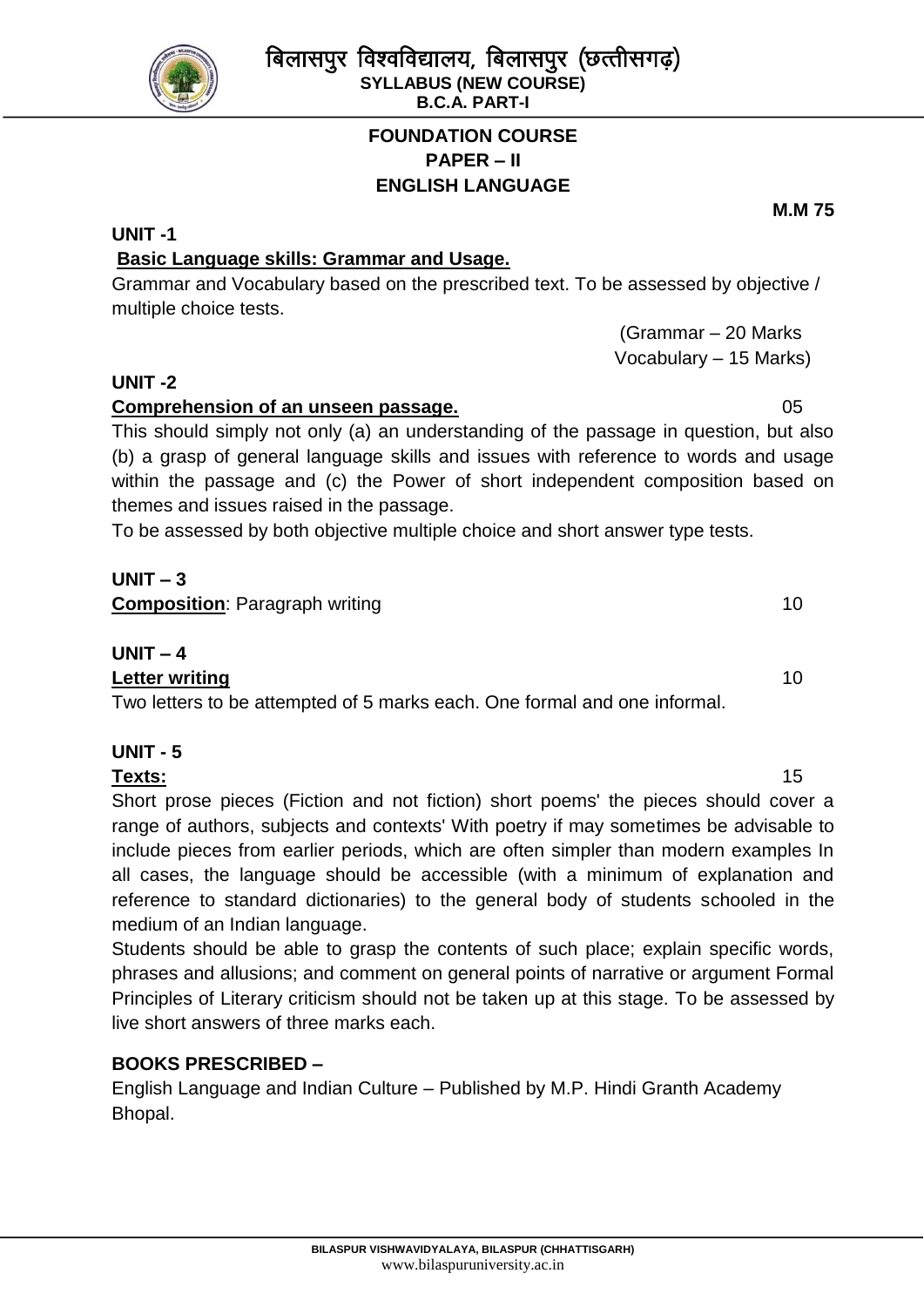# FOUNDATION COURSE
## PAPER – II
## ENGLISH LANGUAGE

**M.M 75**

**UNIT -1**

**Basic Language skills: Grammar and Usage.**

Grammar and Vocabulary based on the prescribed text. To be assessed by objective / multiple choice tests.

(Grammar – 20 Marks
Vocabulary – 15 Marks)

**UNIT -2**

**Comprehension of an unseen passage.** 05

This should simply not only (a) an understanding of the passage in question, but also (b) a grasp of general language skills and issues with reference to words and usage within the passage and (c) the Power of short independent composition based on themes and issues raised in the passage.

To be assessed by both objective multiple choice and short answer type tests.

**UNIT – 3**

**Composition**: Paragraph writing 10

**UNIT – 4**

**Letter writing** 10

Two letters to be attempted of 5 marks each. One formal and one informal.

**UNIT - 5**

**Texts:** 15

Short prose pieces (Fiction and not fiction) short poems' the pieces should cover a range of authors, subjects and contexts' With poetry if may sometimes be advisable to include pieces from earlier periods, which are often simpler than modern examples In all cases, the language should be accessible (with a minimum of explanation and reference to standard dictionaries) to the general body of students schooled in the medium of an Indian language.

Students should be able to grasp the contents of such place; explain specific words, phrases and allusions; and comment on general points of narrative or argument Formal Principles of Literary criticism should not be taken up at this stage. To be assessed by live short answers of three marks each.

**BOOKS PRESCRIBED –**

English Language and Indian Culture – Published by M.P. Hindi Granth Academy Bhopal.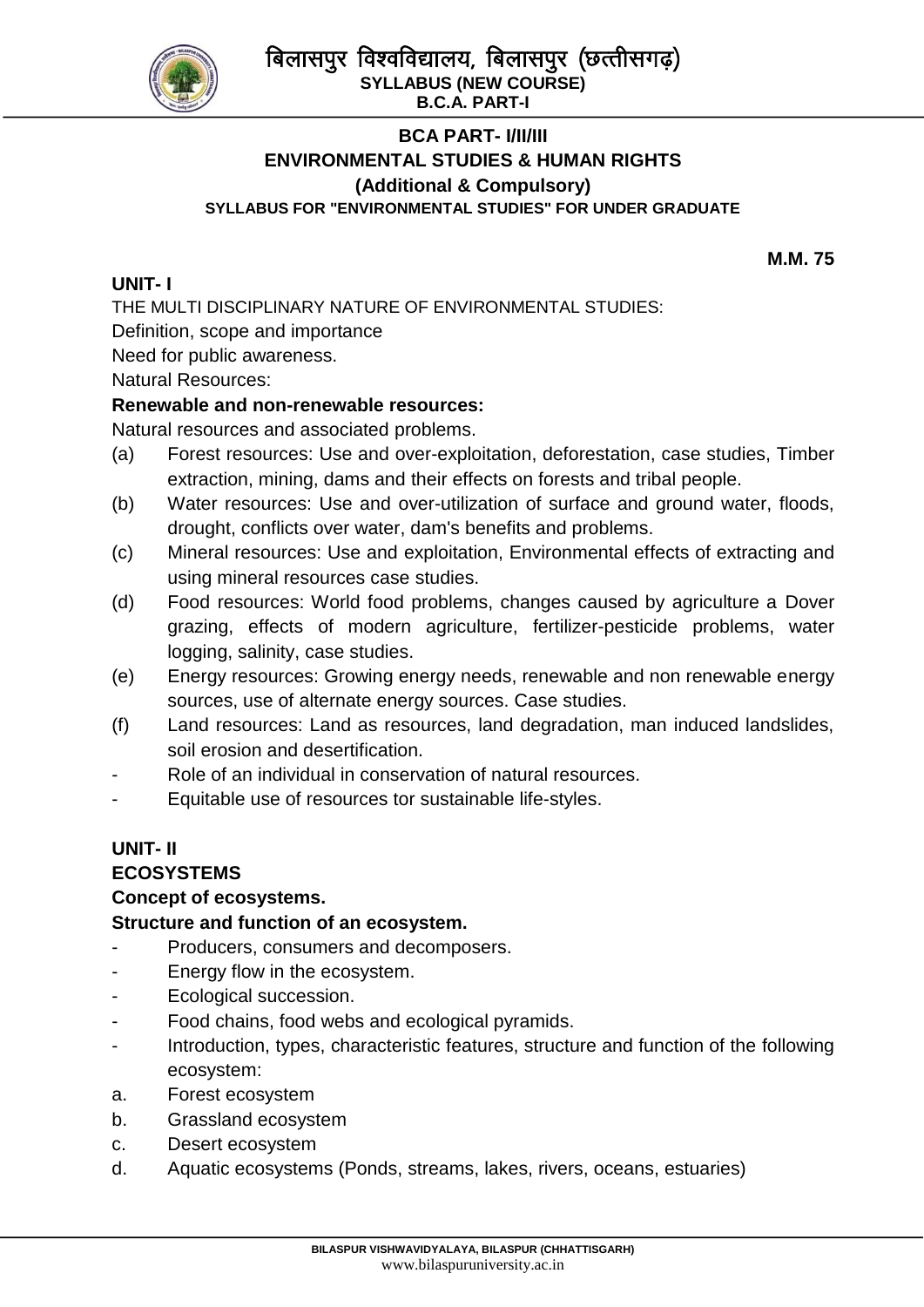## BCA PART- I/II/III

## ENVIRONMENTAL STUDIES & HUMAN RIGHTS

### (Additional & Compulsory)

#### SYLLABUS FOR "ENVIRONMENTAL STUDIES" FOR UNDER GRADUATE

**M.M. 75**

**UNIT- I**

THE MULTI DISCIPLINARY NATURE OF ENVIRONMENTAL STUDIES:

Definition, scope and importance

Need for public awareness.

Natural Resources:

**Renewable and non-renewable resources:**

Natural resources and associated problems.

(a) Forest resources: Use and over-exploitation, deforestation, case studies, Timber extraction, mining, dams and their effects on forests and tribal people.

(b) Water resources: Use and over-utilization of surface and ground water, floods, drought, conflicts over water, dam's benefits and problems.

(c) Mineral resources: Use and exploitation, Environmental effects of extracting and using mineral resources case studies.

(d) Food resources: World food problems, changes caused by agriculture a Dover grazing, effects of modern agriculture, fertilizer-pesticide problems, water logging, salinity, case studies.

(e) Energy resources: Growing energy needs, renewable and non renewable energy sources, use of alternate energy sources. Case studies.

(f) Land resources: Land as resources, land degradation, man induced landslides, soil erosion and desertification.

- Role of an individual in conservation of natural resources.
- Equitable use of resources tor sustainable life-styles.

**UNIT- II**

**ECOSYSTEMS**

**Concept of ecosystems.**

**Structure and function of an ecosystem.**

- Producers, consumers and decomposers.
- Energy flow in the ecosystem.
- Ecological succession.
- Food chains, food webs and ecological pyramids.
- Introduction, types, characteristic features, structure and function of the following ecosystem:

a. Forest ecosystem

b. Grassland ecosystem

c. Desert ecosystem

d. Aquatic ecosystems (Ponds, streams, lakes, rivers, oceans, estuaries)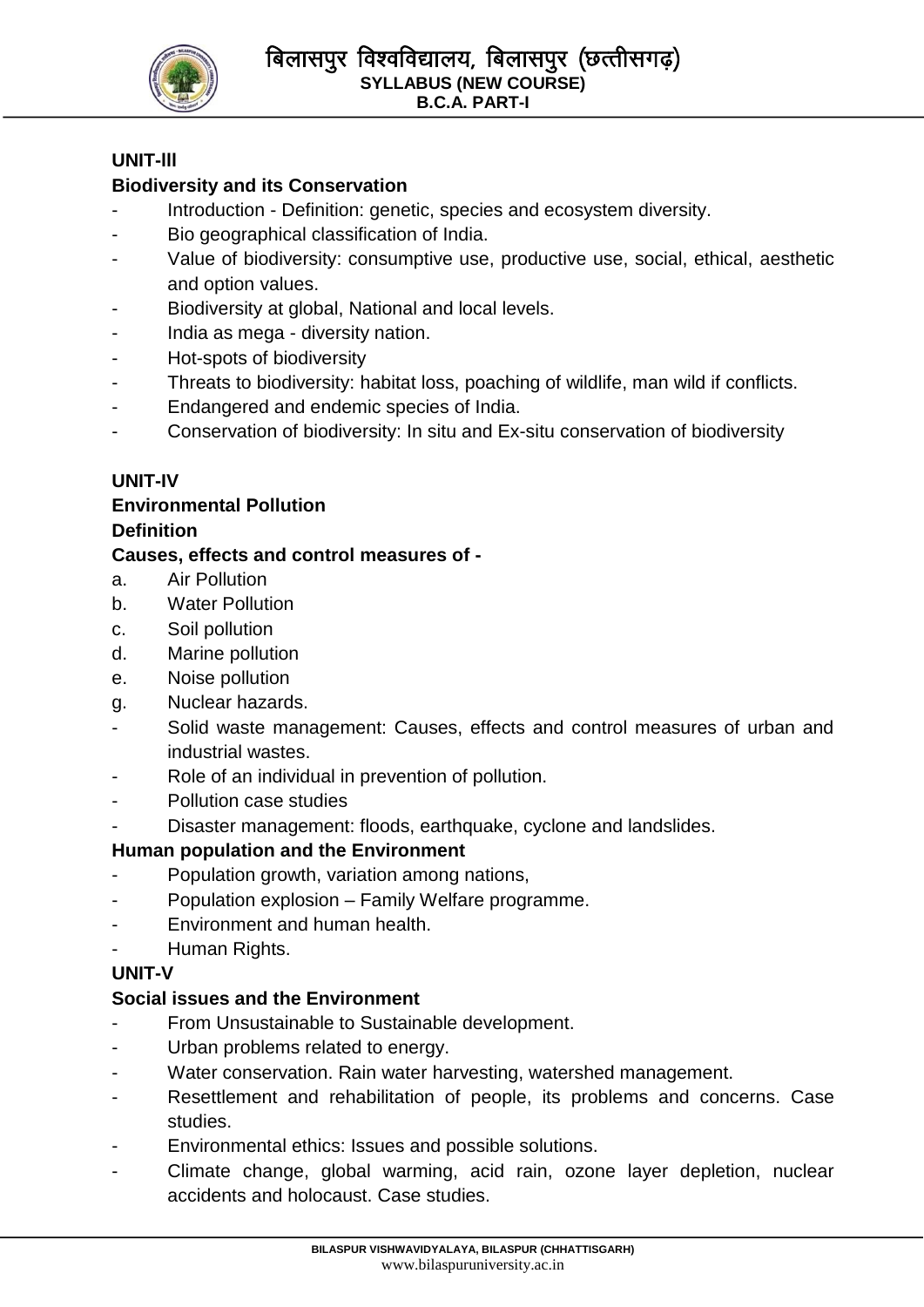**UNIT-lll**

**Biodiversity and its Conservation**

- Introduction - Definition: genetic, species and ecosystem diversity.
- Bio geographical classification of India.
- Value of biodiversity: consumptive use, productive use, social, ethical, aesthetic and option values.
- Biodiversity at global, National and local levels.
- India as mega - diversity nation.
- Hot-spots of biodiversity
- Threats to biodiversity: habitat loss, poaching of wildlife, man wild if conflicts.
- Endangered and endemic species of India.
- Conservation of biodiversity: In situ and Ex-situ conservation of biodiversity

**UNIT-IV**

**Environmental Pollution**

**Definition**

**Causes, effects and control measures of -**

a. Air Pollution
b. Water Pollution
c. Soil pollution
d. Marine pollution
e. Noise pollution
g. Nuclear hazards.

- Solid waste management: Causes, effects and control measures of urban and industrial wastes.
- Role of an individual in prevention of pollution.
- Pollution case studies
- Disaster management: floods, earthquake, cyclone and landslides.

**Human population and the Environment**

- Population growth, variation among nations,
- Population explosion – Family Welfare programme.
- Environment and human health.
- Human Rights.

**UNIT-V**

**Social issues and the Environment**

- From Unsustainable to Sustainable development.
- Urban problems related to energy.
- Water conservation. Rain water harvesting, watershed management.
- Resettlement and rehabilitation of people, its problems and concerns. Case studies.
- Environmental ethics: Issues and possible solutions.
- Climate change, global warming, acid rain, ozone layer depletion, nuclear accidents and holocaust. Case studies.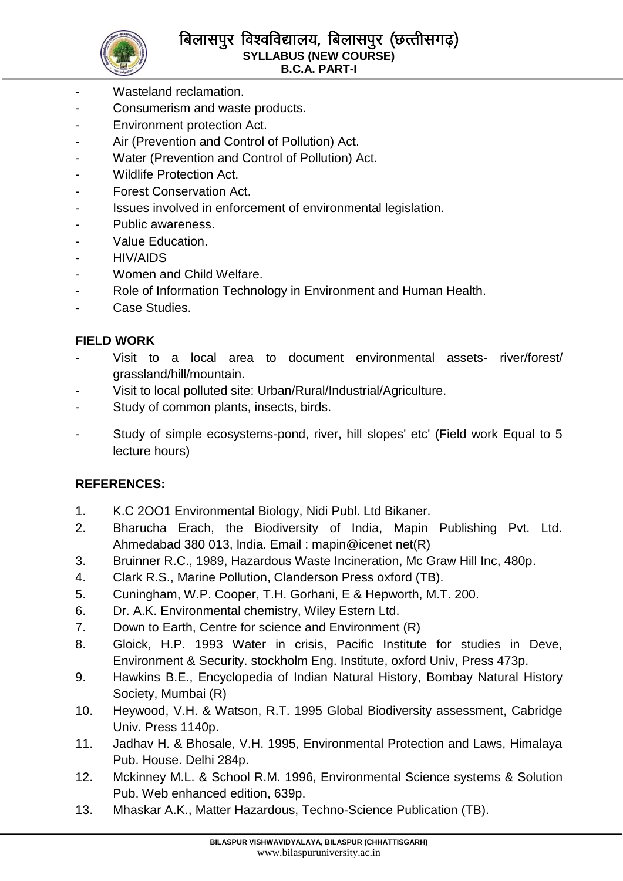- Wasteland reclamation.
- Consumerism and waste products.
- Environment protection Act.
- Air (Prevention and Control of Pollution) Act.
- Water (Prevention and Control of Pollution) Act.
- Wildlife Protection Act.
- Forest Conservation Act.
- Issues involved in enforcement of environmental legislation.
- Public awareness.
- Value Education.
- HIV/AIDS
- Women and Child Welfare.
- Role of Information Technology in Environment and Human Health.
- Case Studies.

**FIELD WORK**

- Visit to a local area to document environmental assets- river/forest/ grassland/hill/mountain.
- Visit to local polluted site: Urban/Rural/Industrial/Agriculture.
- Study of common plants, insects, birds.
- Study of simple ecosystems-pond, river, hill slopes' etc' (Field work Equal to 5 lecture hours)

**REFERENCES:**

1. K.C 2OO1 Environmental Biology, Nidi Publ. Ltd Bikaner.
2. Bharucha Erach, the Biodiversity of India, Mapin Publishing Pvt. Ltd. Ahmedabad 380 013, lndia. Email : mapin@icenet net(R)
3. Bruinner R.C., 1989, Hazardous Waste Incineration, Mc Graw Hill Inc, 480p.
4. Clark R.S., Marine Pollution, Clanderson Press oxford (TB).
5. Cuningham, W.P. Cooper, T.H. Gorhani, E & Hepworth, M.T. 200.
6. Dr. A.K. Environmental chemistry, Wiley Estern Ltd.
7. Down to Earth, Centre for science and Environment (R)
8. Gloick, H.P. 1993 Water in crisis, Pacific Institute for studies in Deve, Environment & Security. stockholm Eng. Institute, oxford Univ, Press 473p.
9. Hawkins B.E., Encyclopedia of Indian Natural History, Bombay Natural History Society, Mumbai (R)
10. Heywood, V.H. & Watson, R.T. 1995 Global Biodiversity assessment, Cabridge Univ. Press 1140p.
11. Jadhav H. & Bhosale, V.H. 1995, Environmental Protection and Laws, Himalaya Pub. House. Delhi 284p.
12. Mckinney M.L. & School R.M. 1996, Environmental Science systems & Solution Pub. Web enhanced edition, 639p.
13. Mhaskar A.K., Matter Hazardous, Techno-Science Publication (TB).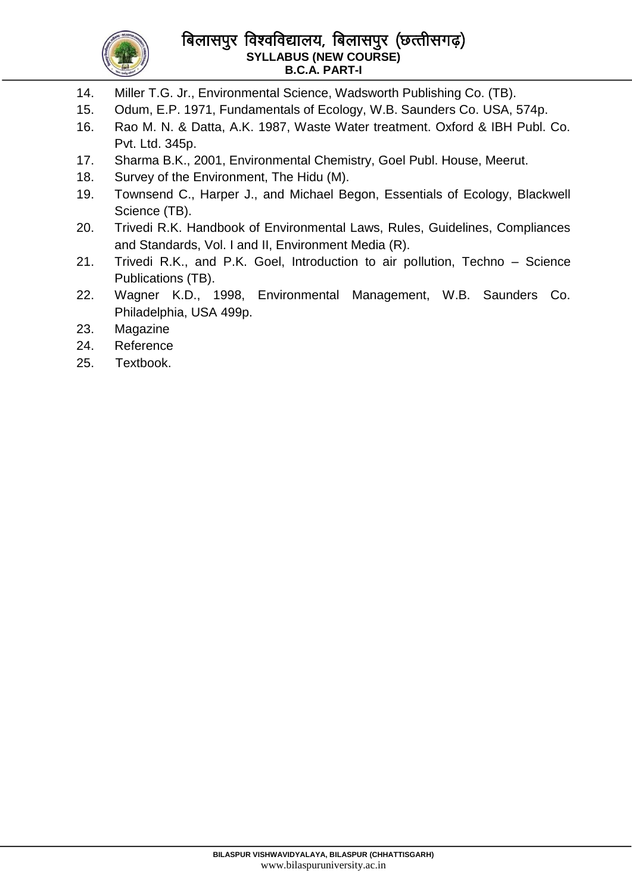14. Miller T.G. Jr., Environmental Science, Wadsworth Publishing Co. (TB).
15. Odum, E.P. 1971, Fundamentals of Ecology, W.B. Saunders Co. USA, 574p.
16. Rao M. N. & Datta, A.K. 1987, Waste Water treatment. Oxford & IBH Publ. Co. Pvt. Ltd. 345p.
17. Sharma B.K., 2001, Environmental Chemistry, Goel Publ. House, Meerut.
18. Survey of the Environment, The Hidu (M).
19. Townsend C., Harper J., and Michael Begon, Essentials of Ecology, Blackwell Science (TB).
20. Trivedi R.K. Handbook of Environmental Laws, Rules, Guidelines, Compliances and Standards, Vol. I and II, Environment Media (R).
21. Trivedi R.K., and P.K. Goel, Introduction to air pollution, Techno – Science Publications (TB).
22. Wagner K.D., 1998, Environmental Management, W.B. Saunders Co. Philadelphia, USA 499p.
23. Magazine
24. Reference
25. Textbook.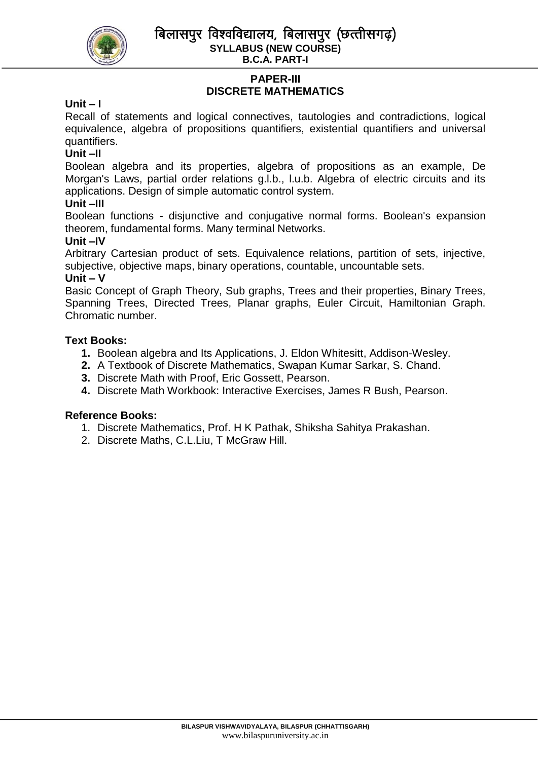## PAPER-III
## DISCRETE MATHEMATICS

**Unit – I**

Recall of statements and logical connectives, tautologies and contradictions, logical equivalence, algebra of propositions quantifiers, existential quantifiers and universal quantifiers.

**Unit –II**

Boolean algebra and its properties, algebra of propositions as an example, De Morgan's Laws, partial order relations g.l.b., l.u.b. Algebra of electric circuits and its applications. Design of simple automatic control system.

**Unit –III**

Boolean functions - disjunctive and conjugative normal forms. Boolean's expansion theorem, fundamental forms. Many terminal Networks.

**Unit –IV**

Arbitrary Cartesian product of sets. Equivalence relations, partition of sets, injective, subjective, objective maps, binary operations, countable, uncountable sets.

**Unit – V**

Basic Concept of Graph Theory, Sub graphs, Trees and their properties, Binary Trees, Spanning Trees, Directed Trees, Planar graphs, Euler Circuit, Hamiltonian Graph. Chromatic number.

**Text Books:**

1. Boolean algebra and Its Applications, J. Eldon Whitesitt, Addison-Wesley.
2. A Textbook of Discrete Mathematics, Swapan Kumar Sarkar, S. Chand.
3. Discrete Math with Proof, Eric Gossett, Pearson.
4. Discrete Math Workbook: Interactive Exercises, James R Bush, Pearson.

**Reference Books:**

1. Discrete Mathematics, Prof. H K Pathak, Shiksha Sahitya Prakashan.
2. Discrete Maths, C.L.Liu, T McGraw Hill.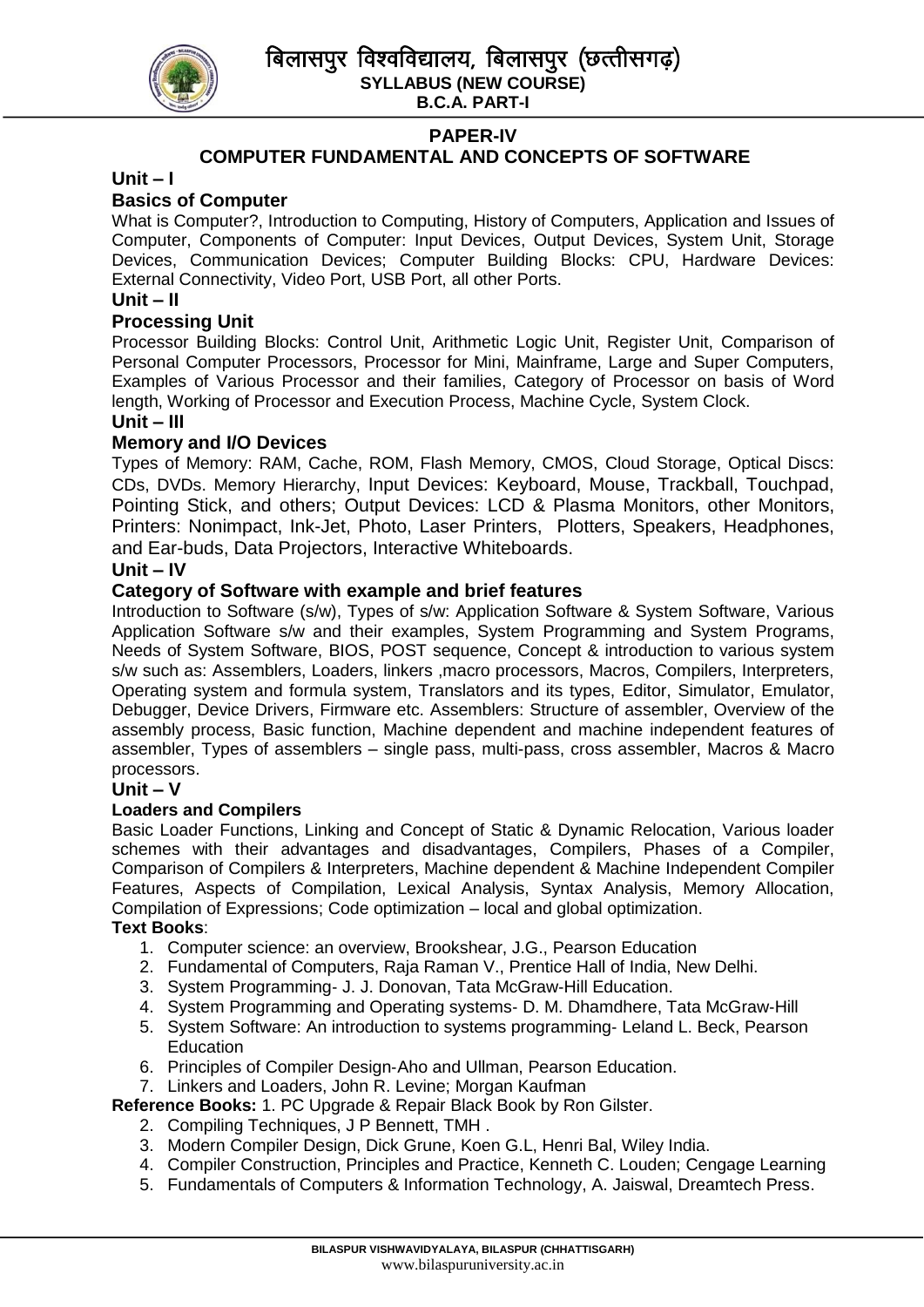# PAPER-IV

## COMPUTER FUNDAMENTAL AND CONCEPTS OF SOFTWARE

### Unit – I

#### Basics of Computer

What is Computer?, Introduction to Computing, History of Computers, Application and Issues of Computer, Components of Computer: Input Devices, Output Devices, System Unit, Storage Devices, Communication Devices; Computer Building Blocks: CPU, Hardware Devices: External Connectivity, Video Port, USB Port, all other Ports.

### Unit – II

#### Processing Unit

Processor Building Blocks: Control Unit, Arithmetic Logic Unit, Register Unit, Comparison of Personal Computer Processors, Processor for Mini, Mainframe, Large and Super Computers, Examples of Various Processor and their families, Category of Processor on basis of Word length, Working of Processor and Execution Process, Machine Cycle, System Clock.

### Unit – III

#### Memory and I/O Devices

Types of Memory: RAM, Cache, ROM, Flash Memory, CMOS, Cloud Storage, Optical Discs: CDs, DVDs. Memory Hierarchy, Input Devices: Keyboard, Mouse, Trackball, Touchpad, Pointing Stick, and others; Output Devices: LCD & Plasma Monitors, other Monitors, Printers: Nonimpact, Ink-Jet, Photo, Laser Printers, Plotters, Speakers, Headphones, and Ear-buds, Data Projectors, Interactive Whiteboards.

### Unit – IV

#### Category of Software with example and brief features

Introduction to Software (s/w), Types of s/w: Application Software & System Software, Various Application Software s/w and their examples, System Programming and System Programs, Needs of System Software, BIOS, POST sequence, Concept & introduction to various system s/w such as: Assemblers, Loaders, linkers ,macro processors, Macros, Compilers, Interpreters, Operating system and formula system, Translators and its types, Editor, Simulator, Emulator, Debugger, Device Drivers, Firmware etc. Assemblers: Structure of assembler, Overview of the assembly process, Basic function, Machine dependent and machine independent features of assembler, Types of assemblers – single pass, multi-pass, cross assembler, Macros & Macro processors.

### Unit – V

#### Loaders and Compilers

Basic Loader Functions, Linking and Concept of Static & Dynamic Relocation, Various loader schemes with their advantages and disadvantages, Compilers, Phases of a Compiler, Comparison of Compilers & Interpreters, Machine dependent & Machine Independent Compiler Features, Aspects of Compilation, Lexical Analysis, Syntax Analysis, Memory Allocation, Compilation of Expressions; Code optimization – local and global optimization.

**Text Books**:

1. Computer science: an overview, Brookshear, J.G., Pearson Education
2. Fundamental of Computers, Raja Raman V., Prentice Hall of India, New Delhi.
3. System Programming- J. J. Donovan, Tata McGraw-Hill Education.
4. System Programming and Operating systems- D. M. Dhamdhere, Tata McGraw-Hill
5. System Software: An introduction to systems programming- Leland L. Beck, Pearson Education
6. Principles of Compiler Design-Aho and Ullman, Pearson Education.
7. Linkers and Loaders, John R. Levine; Morgan Kaufman

**Reference Books:** 1. PC Upgrade & Repair Black Book by Ron Gilster.

2. Compiling Techniques, J P Bennett, TMH .
3. Modern Compiler Design, Dick Grune, Koen G.L, Henri Bal, Wiley India.
4. Compiler Construction, Principles and Practice, Kenneth C. Louden; Cengage Learning
5. Fundamentals of Computers & Information Technology, A. Jaiswal, Dreamtech Press.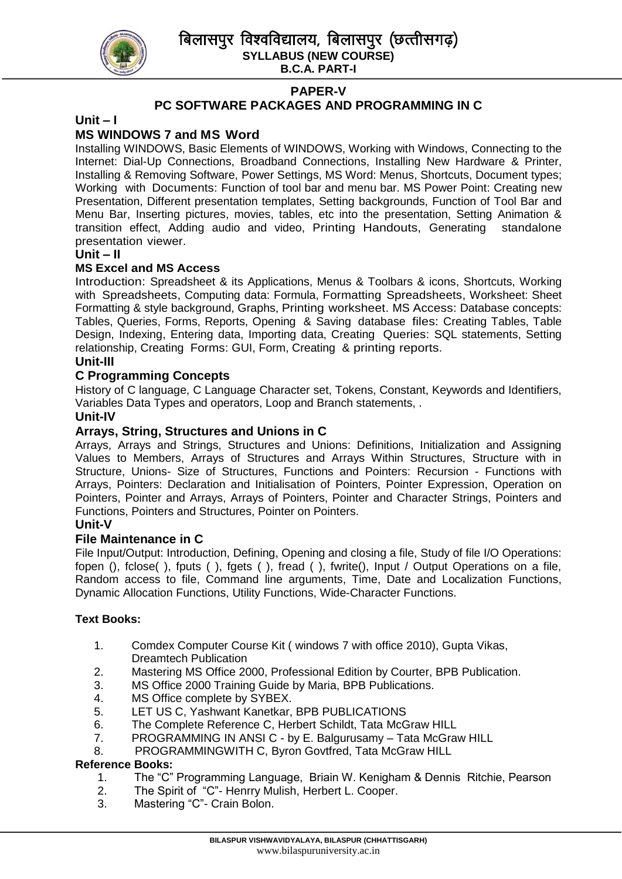# बिलासपुर विश्वविद्यालय, बिलासपुर (छत्तीसगढ़)

**SYLLABUS (NEW COURSE)**
**B.C.A. PART-I**

## PAPER-V
## PC SOFTWARE PACKAGES AND PROGRAMMING IN C

### Unit – I
### MS WINDOWS 7 and MS Word

Installing WINDOWS, Basic Elements of WINDOWS, Working with Windows, Connecting to the Internet: Dial-Up Connections, Broadband Connections, Installing New Hardware & Printer, Installing & Removing Software, Power Settings, MS Word: Menus, Shortcuts, Document types; Working with Documents: Function of tool bar and menu bar. MS Power Point: Creating new Presentation, Different presentation templates, Setting backgrounds, Function of Tool Bar and Menu Bar, Inserting pictures, movies, tables, etc into the presentation, Setting Animation & transition effect, Adding audio and video, Printing Handouts, Generating standalone presentation viewer.

### Unit – II
### MS Excel and MS Access

Introduction: Spreadsheet & its Applications, Menus & Toolbars & icons, Shortcuts, Working with Spreadsheets, Computing data: Formula, Formatting Spreadsheets, Worksheet: Sheet Formatting & style background, Graphs, Printing worksheet. MS Access: Database concepts: Tables, Queries, Forms, Reports, Opening & Saving database files: Creating Tables, Table Design, Indexing, Entering data, Importing data, Creating Queries: SQL statements, Setting relationship, Creating Forms: GUI, Form, Creating & printing reports.

### Unit-III
### C Programming Concepts

History of C language, C Language Character set, Tokens, Constant, Keywords and Identifiers, Variables Data Types and operators, Loop and Branch statements, .

### Unit-IV
### Arrays, String, Structures and Unions in C

Arrays, Arrays and Strings, Structures and Unions: Definitions, Initialization and Assigning Values to Members, Arrays of Structures and Arrays Within Structures, Structure with in Structure, Unions- Size of Structures, Functions and Pointers: Recursion - Functions with Arrays, Pointers: Declaration and Initialisation of Pointers, Pointer Expression, Operation on Pointers, Pointer and Arrays, Arrays of Pointers, Pointer and Character Strings, Pointers and Functions, Pointers and Structures, Pointer on Pointers.

### Unit-V
### File Maintenance in C

File Input/Output: Introduction, Defining, Opening and closing a file, Study of file I/O Operations: fopen (), fclose( ), fputs ( ), fgets ( ), fread ( ), fwrite(), Input / Output Operations on a file, Random access to file, Command line arguments, Time, Date and Localization Functions, Dynamic Allocation Functions, Utility Functions, Wide-Character Functions.

**Text Books:**

1. Comdex Computer Course Kit ( windows 7 with office 2010), Gupta Vikas, Dreamtech Publication
2. Mastering MS Office 2000, Professional Edition by Courter, BPB Publication.
3. MS Office 2000 Training Guide by Maria, BPB Publications.
4. MS Office complete by SYBEX.
5. LET US C, Yashwant Kanetkar, BPB PUBLICATIONS
6. The Complete Reference C, Herbert Schildt, Tata McGraw HILL
7. PROGRAMMING IN ANSI C - by E. Balgurusamy – Tata McGraw HILL
8. PROGRAMMINGWITH C, Byron Govtfred, Tata McGraw HILL

**Reference Books:**

1. The "C" Programming Language, Briain W. Kenigham & Dennis Ritchie, Pearson
2. The Spirit of "C"- Henrry Mulish, Herbert L. Cooper.
3. Mastering "C"- Crain Bolon.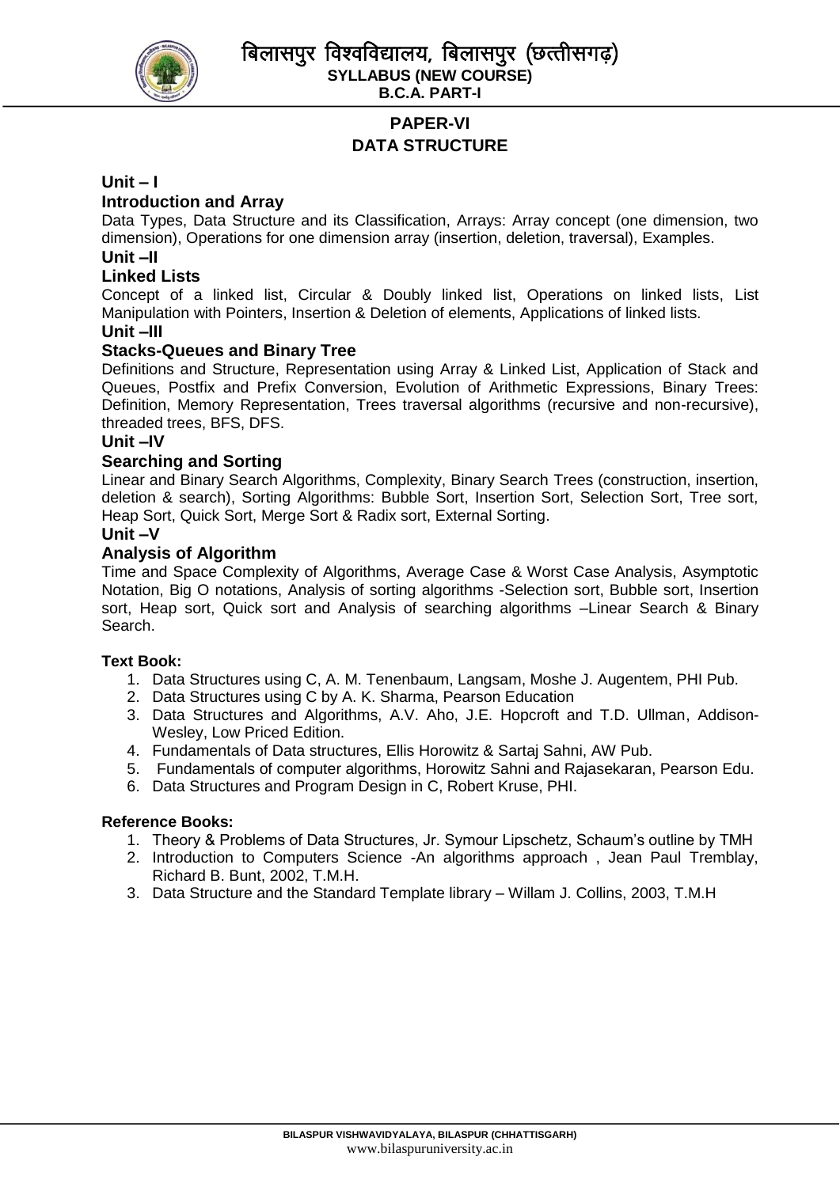## PAPER-VI
## DATA STRUCTURE

### Unit – I
### Introduction and Array

Data Types, Data Structure and its Classification, Arrays: Array concept (one dimension, two dimension), Operations for one dimension array (insertion, deletion, traversal), Examples.

### Unit –II
### Linked Lists

Concept of a linked list, Circular & Doubly linked list, Operations on linked lists, List Manipulation with Pointers, Insertion & Deletion of elements, Applications of linked lists.

### Unit –III
### Stacks-Queues and Binary Tree

Definitions and Structure, Representation using Array & Linked List, Application of Stack and Queues, Postfix and Prefix Conversion, Evolution of Arithmetic Expressions, Binary Trees: Definition, Memory Representation, Trees traversal algorithms (recursive and non-recursive), threaded trees, BFS, DFS.

### Unit –IV
### Searching and Sorting

Linear and Binary Search Algorithms, Complexity, Binary Search Trees (construction, insertion, deletion & search), Sorting Algorithms: Bubble Sort, Insertion Sort, Selection Sort, Tree sort, Heap Sort, Quick Sort, Merge Sort & Radix sort, External Sorting.

### Unit –V
### Analysis of Algorithm

Time and Space Complexity of Algorithms, Average Case & Worst Case Analysis, Asymptotic Notation, Big O notations, Analysis of sorting algorithms -Selection sort, Bubble sort, Insertion sort, Heap sort, Quick sort and Analysis of searching algorithms –Linear Search & Binary Search.

**Text Book:**

1. Data Structures using C, A. M. Tenenbaum, Langsam, Moshe J. Augentem, PHI Pub.
2. Data Structures using C by A. K. Sharma, Pearson Education
3. Data Structures and Algorithms, A.V. Aho, J.E. Hopcroft and T.D. Ullman, Addison-Wesley, Low Priced Edition.
4. Fundamentals of Data structures, Ellis Horowitz & Sartaj Sahni, AW Pub.
5. Fundamentals of computer algorithms, Horowitz Sahni and Rajasekaran, Pearson Edu.
6. Data Structures and Program Design in C, Robert Kruse, PHI.

**Reference Books:**

1. Theory & Problems of Data Structures, Jr. Symour Lipschetz, Schaum's outline by TMH
2. Introduction to Computers Science -An algorithms approach , Jean Paul Tremblay, Richard B. Bunt, 2002, T.M.H.
3. Data Structure and the Standard Template library – Willam J. Collins, 2003, T.M.H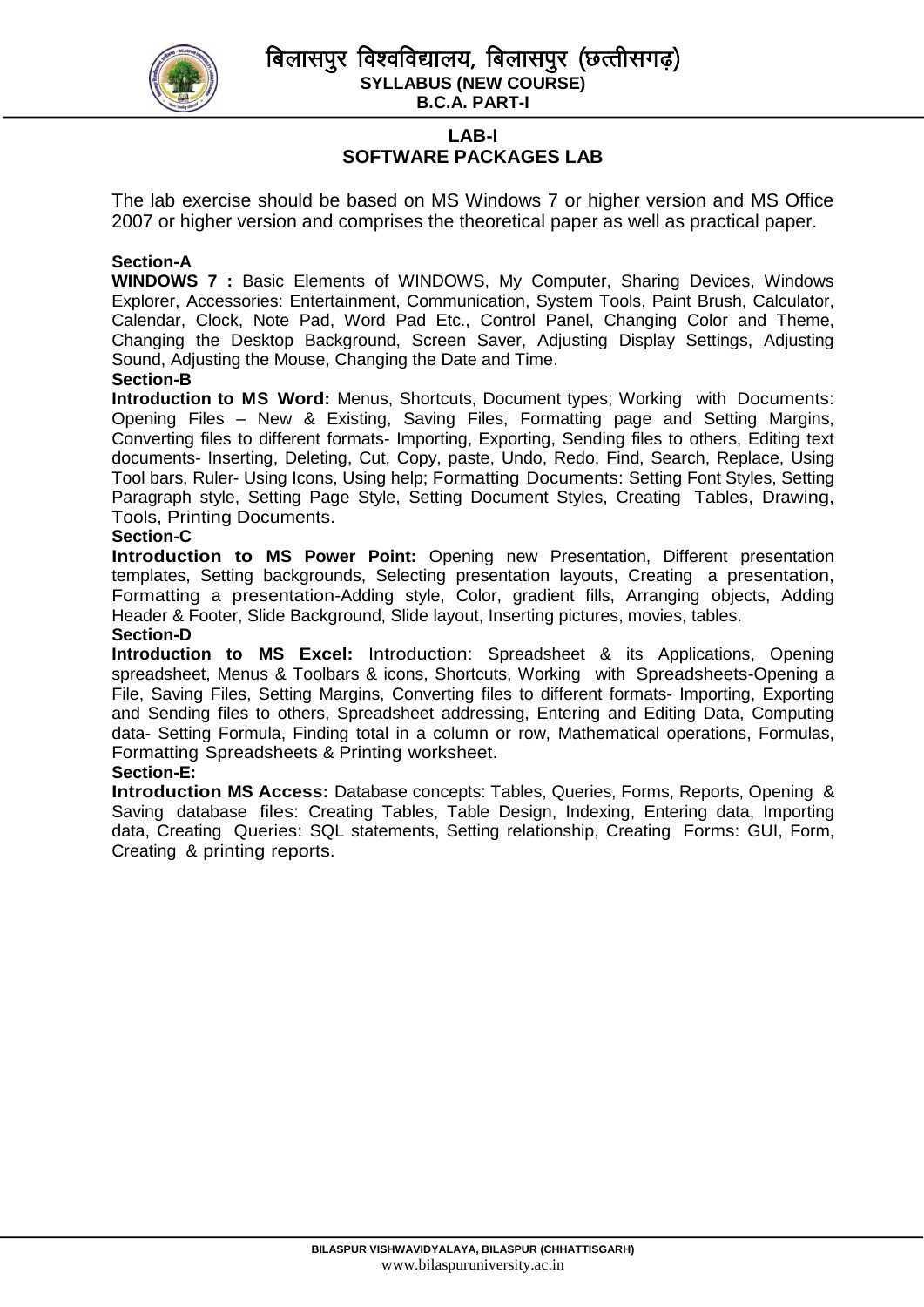## LAB-I
## SOFTWARE PACKAGES LAB

The lab exercise should be based on MS Windows 7 or higher version and MS Office 2007 or higher version and comprises the theoretical paper as well as practical paper.

**Section-A**

**WINDOWS 7 :** Basic Elements of WINDOWS, My Computer, Sharing Devices, Windows Explorer, Accessories: Entertainment, Communication, System Tools, Paint Brush, Calculator, Calendar, Clock, Note Pad, Word Pad Etc., Control Panel, Changing Color and Theme, Changing the Desktop Background, Screen Saver, Adjusting Display Settings, Adjusting Sound, Adjusting the Mouse, Changing the Date and Time.

**Section-B**

**Introduction to MS Word:** Menus, Shortcuts, Document types; Working with Documents: Opening Files – New & Existing, Saving Files, Formatting page and Setting Margins, Converting files to different formats- Importing, Exporting, Sending files to others, Editing text documents- Inserting, Deleting, Cut, Copy, paste, Undo, Redo, Find, Search, Replace, Using Tool bars, Ruler- Using Icons, Using help; Formatting Documents: Setting Font Styles, Setting Paragraph style, Setting Page Style, Setting Document Styles, Creating Tables, Drawing, Tools, Printing Documents.

**Section-C**

**Introduction to MS Power Point:** Opening new Presentation, Different presentation templates, Setting backgrounds, Selecting presentation layouts, Creating a presentation, Formatting a presentation-Adding style, Color, gradient fills, Arranging objects, Adding Header & Footer, Slide Background, Slide layout, Inserting pictures, movies, tables.

**Section-D**

**Introduction to MS Excel:** Introduction: Spreadsheet & its Applications, Opening spreadsheet, Menus & Toolbars & icons, Shortcuts, Working with Spreadsheets-Opening a File, Saving Files, Setting Margins, Converting files to different formats- Importing, Exporting and Sending files to others, Spreadsheet addressing, Entering and Editing Data, Computing data- Setting Formula, Finding total in a column or row, Mathematical operations, Formulas, Formatting Spreadsheets & Printing worksheet.

**Section-E:**

**Introduction MS Access:** Database concepts: Tables, Queries, Forms, Reports, Opening & Saving database files: Creating Tables, Table Design, Indexing, Entering data, Importing data, Creating Queries: SQL statements, Setting relationship, Creating Forms: GUI, Form, Creating & printing reports.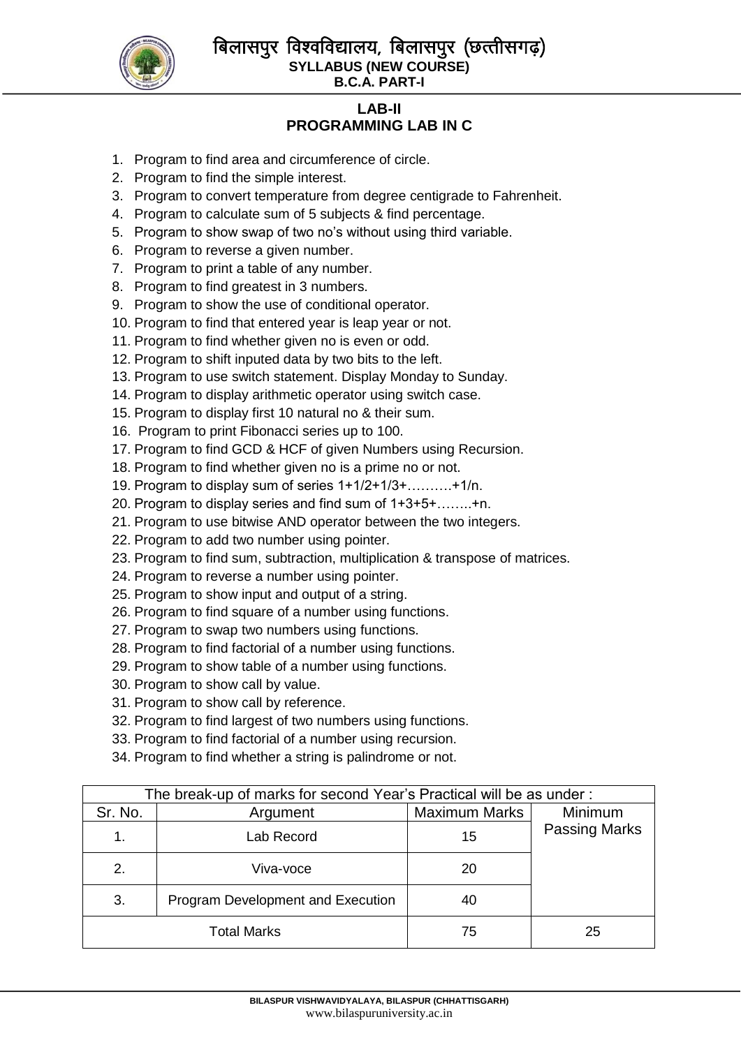## LAB-II
## PROGRAMMING LAB IN C

1. Program to find area and circumference of circle.
2. Program to find the simple interest.
3. Program to convert temperature from degree centigrade to Fahrenheit.
4. Program to calculate sum of 5 subjects & find percentage.
5. Program to show swap of two no's without using third variable.
6. Program to reverse a given number.
7. Program to print a table of any number.
8. Program to find greatest in 3 numbers.
9. Program to show the use of conditional operator.
10. Program to find that entered year is leap year or not.
11. Program to find whether given no is even or odd.
12. Program to shift inputed data by two bits to the left.
13. Program to use switch statement. Display Monday to Sunday.
14. Program to display arithmetic operator using switch case.
15. Program to display first 10 natural no & their sum.
16. Program to print Fibonacci series up to 100.
17. Program to find GCD & HCF of given Numbers using Recursion.
18. Program to find whether given no is a prime no or not.
19. Program to display sum of series 1+1/2+1/3+……….+1/n.
20. Program to display series and find sum of 1+3+5+……..+n.
21. Program to use bitwise AND operator between the two integers.
22. Program to add two number using pointer.
23. Program to find sum, subtraction, multiplication & transpose of matrices.
24. Program to reverse a number using pointer.
25. Program to show input and output of a string.
26. Program to find square of a number using functions.
27. Program to swap two numbers using functions.
28. Program to find factorial of a number using functions.
29. Program to show table of a number using functions.
30. Program to show call by value.
31. Program to show call by reference.
32. Program to find largest of two numbers using functions.
33. Program to find factorial of a number using recursion.
34. Program to find whether a string is palindrome or not.

| The break-up of marks for second Year's Practical will be as under : | | | |
|---|---|---|---|
| Sr. No. | Argument | Maximum Marks | Minimum Passing Marks |
| 1. | Lab Record | 15 | |
| 2. | Viva-voce | 20 | |
| 3. | Program Development and Execution | 40 | |
| Total Marks | | 75 | 25 |